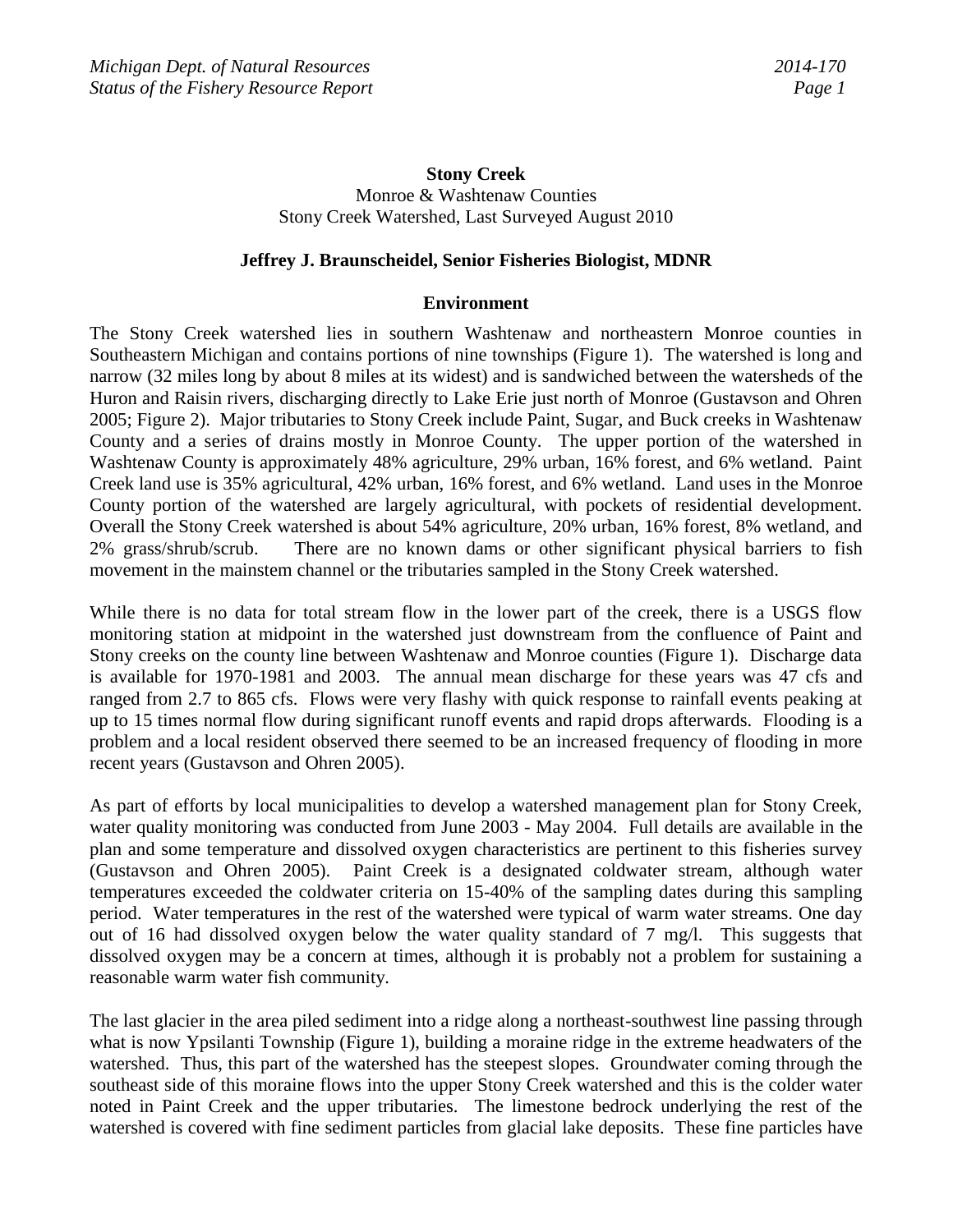# Stony Creek

Monroe & Washtenaw Counties
Stony Creek Watershed, Last Surveyed August 2010

**Jeffrey J. Braunscheidel, Senior Fisheries Biologist, MDNR**

## Environment

The Stony Creek watershed lies in southern Washtenaw and northeastern Monroe counties in Southeastern Michigan and contains portions of nine townships (Figure 1). The watershed is long and narrow (32 miles long by about 8 miles at its widest) and is sandwiched between the watersheds of the Huron and Raisin rivers, discharging directly to Lake Erie just north of Monroe (Gustavson and Ohren 2005; Figure 2). Major tributaries to Stony Creek include Paint, Sugar, and Buck creeks in Washtenaw County and a series of drains mostly in Monroe County. The upper portion of the watershed in Washtenaw County is approximately 48% agriculture, 29% urban, 16% forest, and 6% wetland. Paint Creek land use is 35% agricultural, 42% urban, 16% forest, and 6% wetland. Land uses in the Monroe County portion of the watershed are largely agricultural, with pockets of residential development. Overall the Stony Creek watershed is about 54% agriculture, 20% urban, 16% forest, 8% wetland, and 2% grass/shrub/scrub. There are no known dams or other significant physical barriers to fish movement in the mainstem channel or the tributaries sampled in the Stony Creek watershed.

While there is no data for total stream flow in the lower part of the creek, there is a USGS flow monitoring station at midpoint in the watershed just downstream from the confluence of Paint and Stony creeks on the county line between Washtenaw and Monroe counties (Figure 1). Discharge data is available for 1970-1981 and 2003. The annual mean discharge for these years was 47 cfs and ranged from 2.7 to 865 cfs. Flows were very flashy with quick response to rainfall events peaking at up to 15 times normal flow during significant runoff events and rapid drops afterwards. Flooding is a problem and a local resident observed there seemed to be an increased frequency of flooding in more recent years (Gustavson and Ohren 2005).

As part of efforts by local municipalities to develop a watershed management plan for Stony Creek, water quality monitoring was conducted from June 2003 - May 2004. Full details are available in the plan and some temperature and dissolved oxygen characteristics are pertinent to this fisheries survey (Gustavson and Ohren 2005). Paint Creek is a designated coldwater stream, although water temperatures exceeded the coldwater criteria on 15-40% of the sampling dates during this sampling period. Water temperatures in the rest of the watershed were typical of warm water streams. One day out of 16 had dissolved oxygen below the water quality standard of 7 mg/l. This suggests that dissolved oxygen may be a concern at times, although it is probably not a problem for sustaining a reasonable warm water fish community.

The last glacier in the area piled sediment into a ridge along a northeast-southwest line passing through what is now Ypsilanti Township (Figure 1), building a moraine ridge in the extreme headwaters of the watershed. Thus, this part of the watershed has the steepest slopes. Groundwater coming through the southeast side of this moraine flows into the upper Stony Creek watershed and this is the colder water noted in Paint Creek and the upper tributaries. The limestone bedrock underlying the rest of the watershed is covered with fine sediment particles from glacial lake deposits. These fine particles have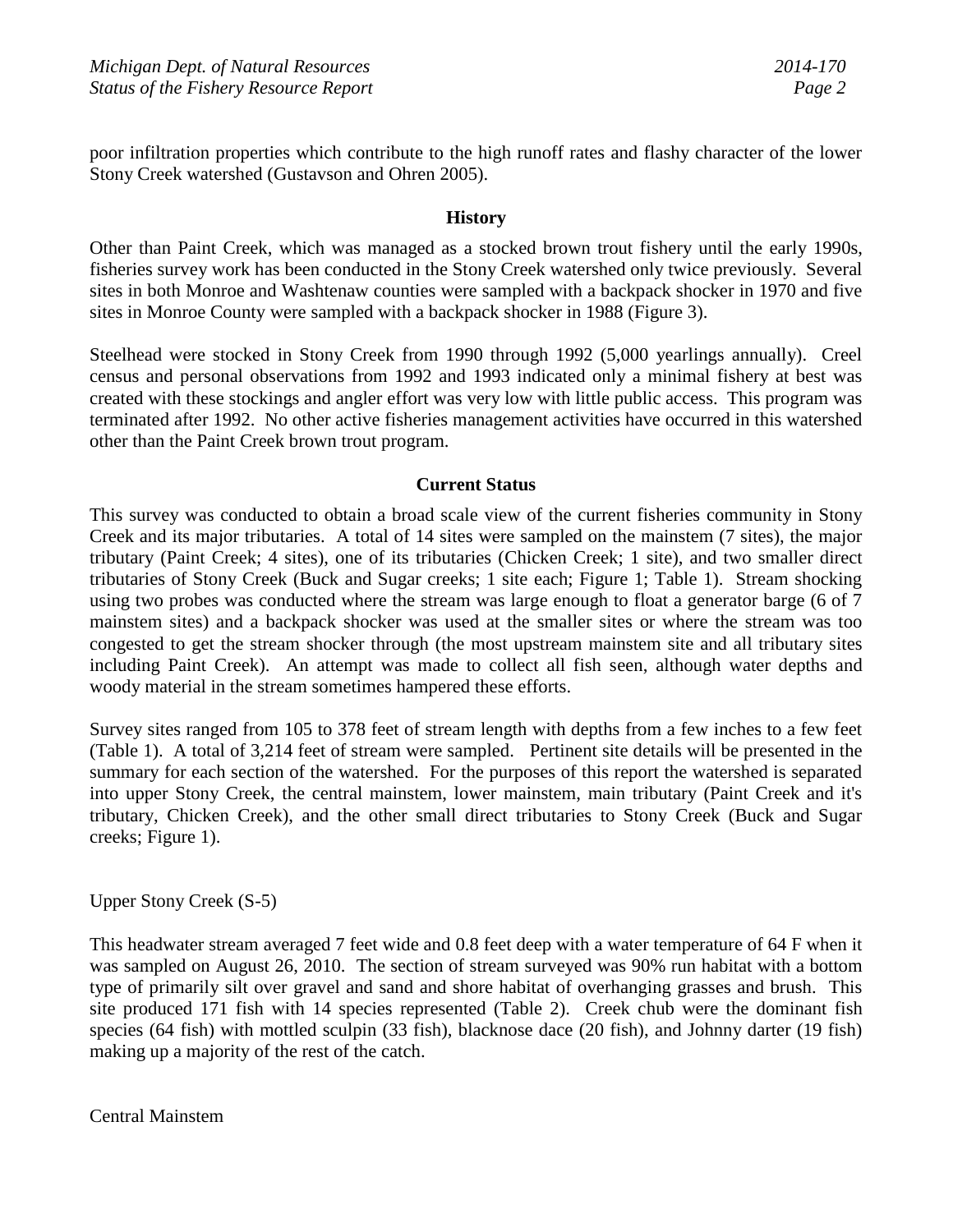poor infiltration properties which contribute to the high runoff rates and flashy character of the lower Stony Creek watershed (Gustavson and Ohren 2005).

## History

Other than Paint Creek, which was managed as a stocked brown trout fishery until the early 1990s, fisheries survey work has been conducted in the Stony Creek watershed only twice previously. Several sites in both Monroe and Washtenaw counties were sampled with a backpack shocker in 1970 and five sites in Monroe County were sampled with a backpack shocker in 1988 (Figure 3).

Steelhead were stocked in Stony Creek from 1990 through 1992 (5,000 yearlings annually). Creel census and personal observations from 1992 and 1993 indicated only a minimal fishery at best was created with these stockings and angler effort was very low with little public access. This program was terminated after 1992. No other active fisheries management activities have occurred in this watershed other than the Paint Creek brown trout program.

## Current Status

This survey was conducted to obtain a broad scale view of the current fisheries community in Stony Creek and its major tributaries. A total of 14 sites were sampled on the mainstem (7 sites), the major tributary (Paint Creek; 4 sites), one of its tributaries (Chicken Creek; 1 site), and two smaller direct tributaries of Stony Creek (Buck and Sugar creeks; 1 site each; Figure 1; Table 1). Stream shocking using two probes was conducted where the stream was large enough to float a generator barge (6 of 7 mainstem sites) and a backpack shocker was used at the smaller sites or where the stream was too congested to get the stream shocker through (the most upstream mainstem site and all tributary sites including Paint Creek). An attempt was made to collect all fish seen, although water depths and woody material in the stream sometimes hampered these efforts.

Survey sites ranged from 105 to 378 feet of stream length with depths from a few inches to a few feet (Table 1). A total of 3,214 feet of stream were sampled. Pertinent site details will be presented in the summary for each section of the watershed. For the purposes of this report the watershed is separated into upper Stony Creek, the central mainstem, lower mainstem, main tributary (Paint Creek and it's tributary, Chicken Creek), and the other small direct tributaries to Stony Creek (Buck and Sugar creeks; Figure 1).

Upper Stony Creek (S-5)

This headwater stream averaged 7 feet wide and 0.8 feet deep with a water temperature of 64 F when it was sampled on August 26, 2010. The section of stream surveyed was 90% run habitat with a bottom type of primarily silt over gravel and sand and shore habitat of overhanging grasses and brush. This site produced 171 fish with 14 species represented (Table 2). Creek chub were the dominant fish species (64 fish) with mottled sculpin (33 fish), blacknose dace (20 fish), and Johnny darter (19 fish) making up a majority of the rest of the catch.

Central Mainstem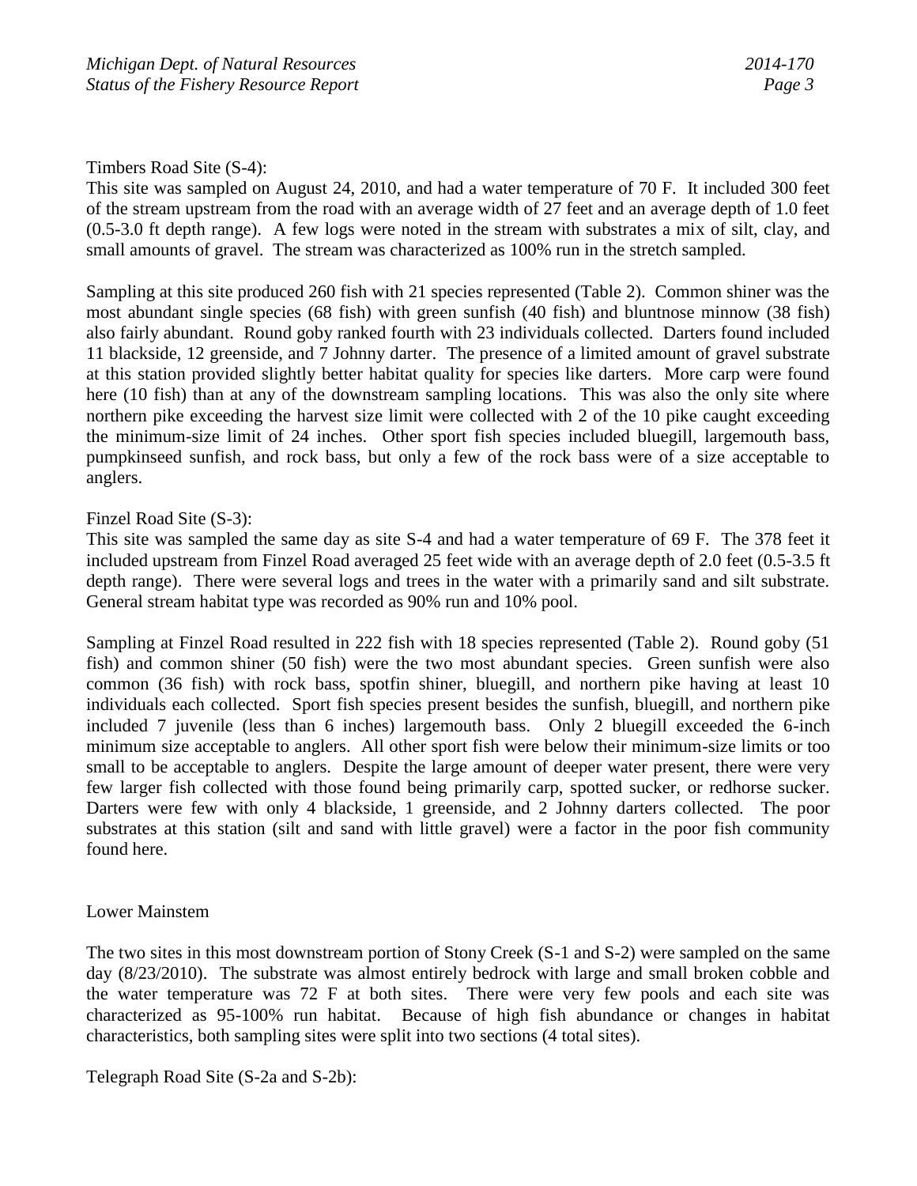Timbers Road Site (S-4):

This site was sampled on August 24, 2010, and had a water temperature of 70 F. It included 300 feet of the stream upstream from the road with an average width of 27 feet and an average depth of 1.0 feet (0.5-3.0 ft depth range). A few logs were noted in the stream with substrates a mix of silt, clay, and small amounts of gravel. The stream was characterized as 100% run in the stretch sampled.

Sampling at this site produced 260 fish with 21 species represented (Table 2). Common shiner was the most abundant single species (68 fish) with green sunfish (40 fish) and bluntnose minnow (38 fish) also fairly abundant. Round goby ranked fourth with 23 individuals collected. Darters found included 11 blackside, 12 greenside, and 7 Johnny darter. The presence of a limited amount of gravel substrate at this station provided slightly better habitat quality for species like darters. More carp were found here (10 fish) than at any of the downstream sampling locations. This was also the only site where northern pike exceeding the harvest size limit were collected with 2 of the 10 pike caught exceeding the minimum-size limit of 24 inches. Other sport fish species included bluegill, largemouth bass, pumpkinseed sunfish, and rock bass, but only a few of the rock bass were of a size acceptable to anglers.

Finzel Road Site (S-3):

This site was sampled the same day as site S-4 and had a water temperature of 69 F. The 378 feet it included upstream from Finzel Road averaged 25 feet wide with an average depth of 2.0 feet (0.5-3.5 ft depth range). There were several logs and trees in the water with a primarily sand and silt substrate. General stream habitat type was recorded as 90% run and 10% pool.

Sampling at Finzel Road resulted in 222 fish with 18 species represented (Table 2). Round goby (51 fish) and common shiner (50 fish) were the two most abundant species. Green sunfish were also common (36 fish) with rock bass, spotfin shiner, bluegill, and northern pike having at least 10 individuals each collected. Sport fish species present besides the sunfish, bluegill, and northern pike included 7 juvenile (less than 6 inches) largemouth bass. Only 2 bluegill exceeded the 6-inch minimum size acceptable to anglers. All other sport fish were below their minimum-size limits or too small to be acceptable to anglers. Despite the large amount of deeper water present, there were very few larger fish collected with those found being primarily carp, spotted sucker, or redhorse sucker. Darters were few with only 4 blackside, 1 greenside, and 2 Johnny darters collected. The poor substrates at this station (silt and sand with little gravel) were a factor in the poor fish community found here.

Lower Mainstem

The two sites in this most downstream portion of Stony Creek (S-1 and S-2) were sampled on the same day (8/23/2010). The substrate was almost entirely bedrock with large and small broken cobble and the water temperature was 72 F at both sites. There were very few pools and each site was characterized as 95-100% run habitat. Because of high fish abundance or changes in habitat characteristics, both sampling sites were split into two sections (4 total sites).

Telegraph Road Site (S-2a and S-2b):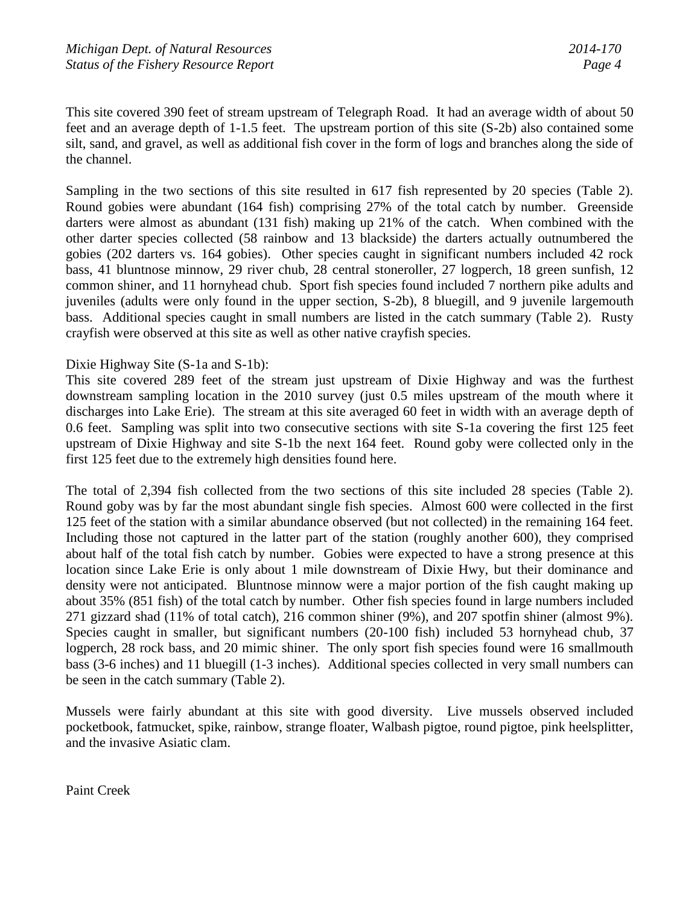This site covered 390 feet of stream upstream of Telegraph Road. It had an average width of about 50 feet and an average depth of 1-1.5 feet. The upstream portion of this site (S-2b) also contained some silt, sand, and gravel, as well as additional fish cover in the form of logs and branches along the side of the channel.

Sampling in the two sections of this site resulted in 617 fish represented by 20 species (Table 2). Round gobies were abundant (164 fish) comprising 27% of the total catch by number. Greenside darters were almost as abundant (131 fish) making up 21% of the catch. When combined with the other darter species collected (58 rainbow and 13 blackside) the darters actually outnumbered the gobies (202 darters vs. 164 gobies). Other species caught in significant numbers included 42 rock bass, 41 bluntnose minnow, 29 river chub, 28 central stoneroller, 27 logperch, 18 green sunfish, 12 common shiner, and 11 hornyhead chub. Sport fish species found included 7 northern pike adults and juveniles (adults were only found in the upper section, S-2b), 8 bluegill, and 9 juvenile largemouth bass. Additional species caught in small numbers are listed in the catch summary (Table 2). Rusty crayfish were observed at this site as well as other native crayfish species.

Dixie Highway Site (S-1a and S-1b):

This site covered 289 feet of the stream just upstream of Dixie Highway and was the furthest downstream sampling location in the 2010 survey (just 0.5 miles upstream of the mouth where it discharges into Lake Erie). The stream at this site averaged 60 feet in width with an average depth of 0.6 feet. Sampling was split into two consecutive sections with site S-1a covering the first 125 feet upstream of Dixie Highway and site S-1b the next 164 feet. Round goby were collected only in the first 125 feet due to the extremely high densities found here.

The total of 2,394 fish collected from the two sections of this site included 28 species (Table 2). Round goby was by far the most abundant single fish species. Almost 600 were collected in the first 125 feet of the station with a similar abundance observed (but not collected) in the remaining 164 feet. Including those not captured in the latter part of the station (roughly another 600), they comprised about half of the total fish catch by number. Gobies were expected to have a strong presence at this location since Lake Erie is only about 1 mile downstream of Dixie Hwy, but their dominance and density were not anticipated. Bluntnose minnow were a major portion of the fish caught making up about 35% (851 fish) of the total catch by number. Other fish species found in large numbers included 271 gizzard shad (11% of total catch), 216 common shiner (9%), and 207 spotfin shiner (almost 9%). Species caught in smaller, but significant numbers (20-100 fish) included 53 hornyhead chub, 37 logperch, 28 rock bass, and 20 mimic shiner. The only sport fish species found were 16 smallmouth bass (3-6 inches) and 11 bluegill (1-3 inches). Additional species collected in very small numbers can be seen in the catch summary (Table 2).

Mussels were fairly abundant at this site with good diversity. Live mussels observed included pocketbook, fatmucket, spike, rainbow, strange floater, Walbash pigtoe, round pigtoe, pink heelsplitter, and the invasive Asiatic clam.

Paint Creek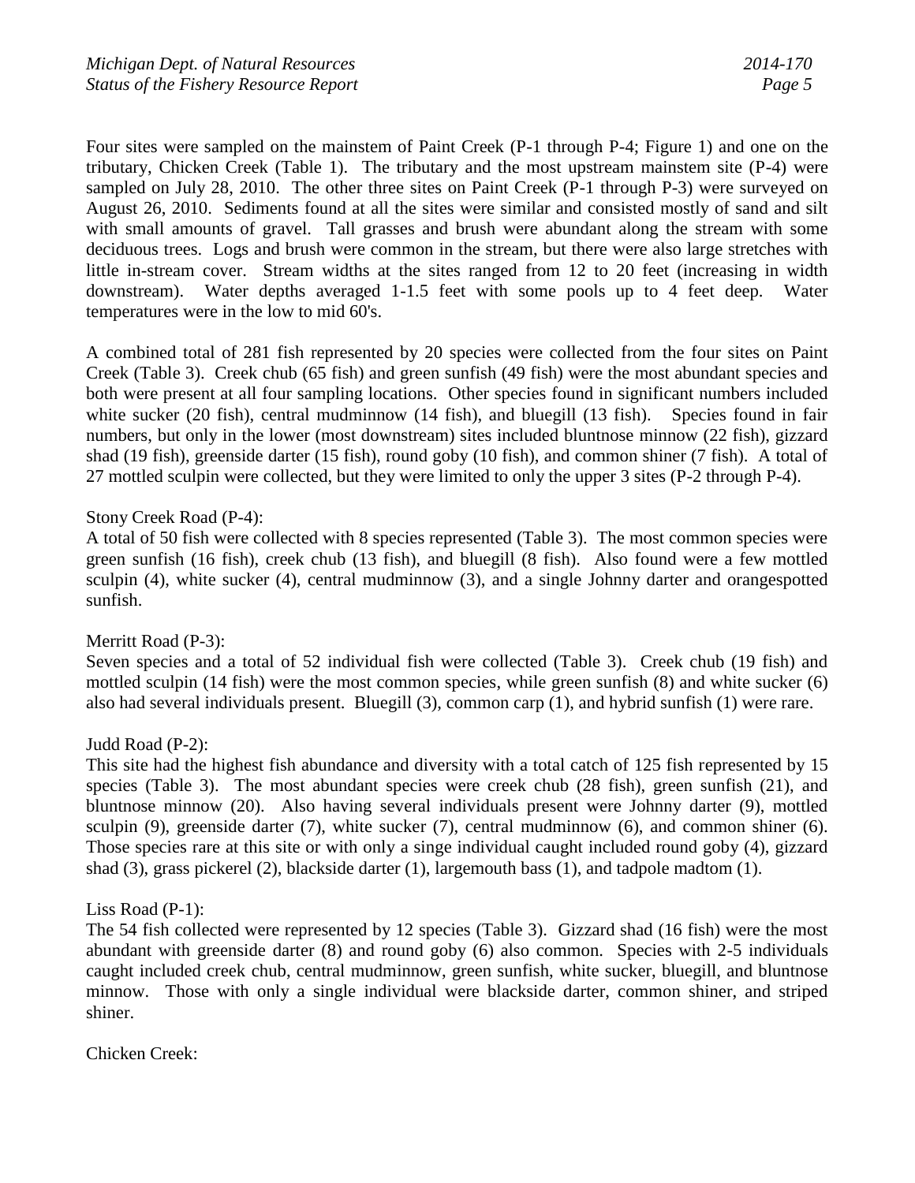Four sites were sampled on the mainstem of Paint Creek (P-1 through P-4; Figure 1) and one on the tributary, Chicken Creek (Table 1). The tributary and the most upstream mainstem site (P-4) were sampled on July 28, 2010. The other three sites on Paint Creek (P-1 through P-3) were surveyed on August 26, 2010. Sediments found at all the sites were similar and consisted mostly of sand and silt with small amounts of gravel. Tall grasses and brush were abundant along the stream with some deciduous trees. Logs and brush were common in the stream, but there were also large stretches with little in-stream cover. Stream widths at the sites ranged from 12 to 20 feet (increasing in width downstream). Water depths averaged 1-1.5 feet with some pools up to 4 feet deep. Water temperatures were in the low to mid 60's.

A combined total of 281 fish represented by 20 species were collected from the four sites on Paint Creek (Table 3). Creek chub (65 fish) and green sunfish (49 fish) were the most abundant species and both were present at all four sampling locations. Other species found in significant numbers included white sucker (20 fish), central mudminnow (14 fish), and bluegill (13 fish). Species found in fair numbers, but only in the lower (most downstream) sites included bluntnose minnow (22 fish), gizzard shad (19 fish), greenside darter (15 fish), round goby (10 fish), and common shiner (7 fish). A total of 27 mottled sculpin were collected, but they were limited to only the upper 3 sites (P-2 through P-4).

Stony Creek Road (P-4):
A total of 50 fish were collected with 8 species represented (Table 3). The most common species were green sunfish (16 fish), creek chub (13 fish), and bluegill (8 fish). Also found were a few mottled sculpin (4), white sucker (4), central mudminnow (3), and a single Johnny darter and orangespotted sunfish.

Merritt Road (P-3):
Seven species and a total of 52 individual fish were collected (Table 3). Creek chub (19 fish) and mottled sculpin (14 fish) were the most common species, while green sunfish (8) and white sucker (6) also had several individuals present. Bluegill (3), common carp (1), and hybrid sunfish (1) were rare.

Judd Road (P-2):
This site had the highest fish abundance and diversity with a total catch of 125 fish represented by 15 species (Table 3). The most abundant species were creek chub (28 fish), green sunfish (21), and bluntnose minnow (20). Also having several individuals present were Johnny darter (9), mottled sculpin (9), greenside darter (7), white sucker (7), central mudminnow (6), and common shiner (6). Those species rare at this site or with only a singe individual caught included round goby (4), gizzard shad (3), grass pickerel (2), blackside darter (1), largemouth bass (1), and tadpole madtom (1).

Liss Road (P-1):
The 54 fish collected were represented by 12 species (Table 3). Gizzard shad (16 fish) were the most abundant with greenside darter (8) and round goby (6) also common. Species with 2-5 individuals caught included creek chub, central mudminnow, green sunfish, white sucker, bluegill, and bluntnose minnow. Those with only a single individual were blackside darter, common shiner, and striped shiner.

Chicken Creek: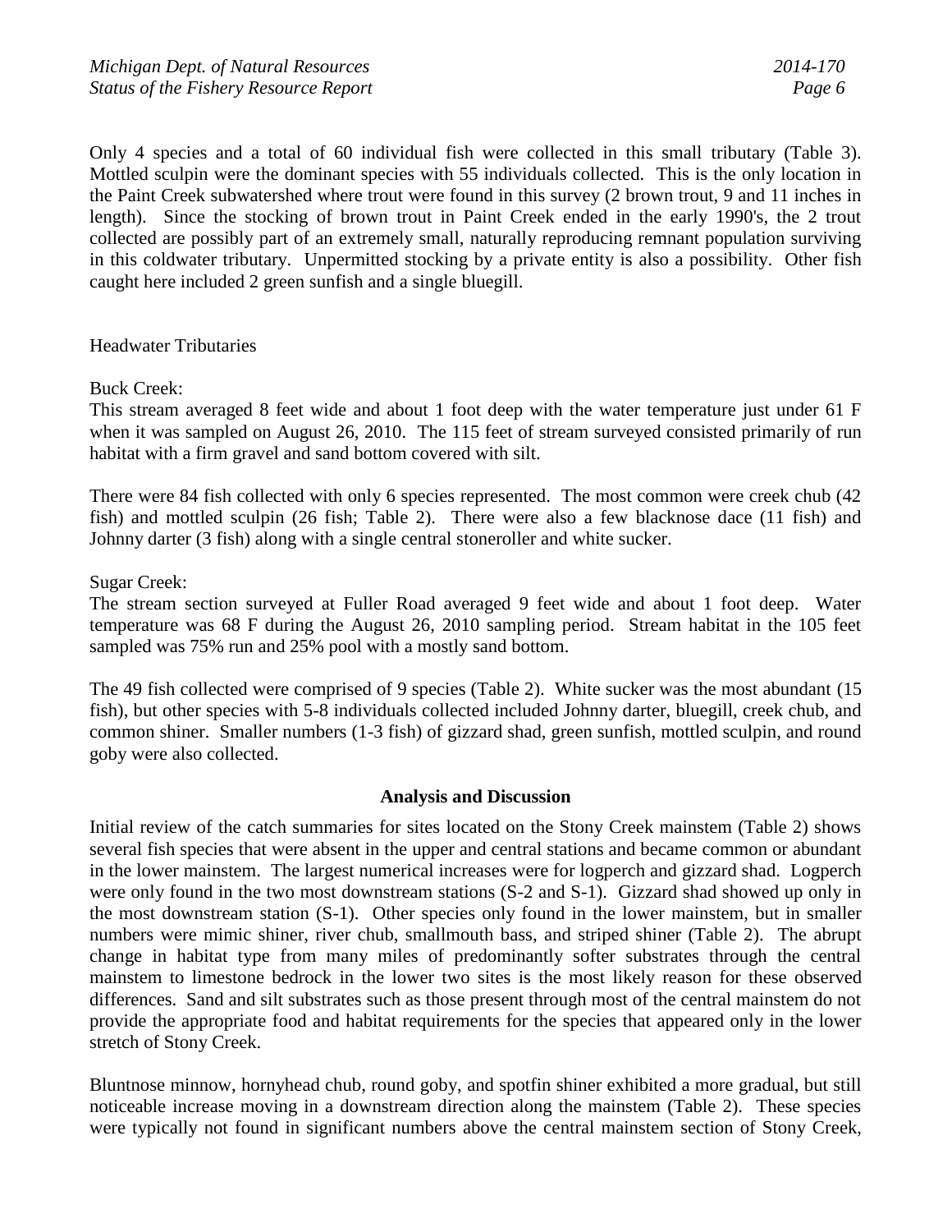Only 4 species and a total of 60 individual fish were collected in this small tributary (Table 3). Mottled sculpin were the dominant species with 55 individuals collected. This is the only location in the Paint Creek subwatershed where trout were found in this survey (2 brown trout, 9 and 11 inches in length). Since the stocking of brown trout in Paint Creek ended in the early 1990's, the 2 trout collected are possibly part of an extremely small, naturally reproducing remnant population surviving in this coldwater tributary. Unpermitted stocking by a private entity is also a possibility. Other fish caught here included 2 green sunfish and a single bluegill.

Headwater Tributaries

Buck Creek:
This stream averaged 8 feet wide and about 1 foot deep with the water temperature just under 61 F when it was sampled on August 26, 2010. The 115 feet of stream surveyed consisted primarily of run habitat with a firm gravel and sand bottom covered with silt.

There were 84 fish collected with only 6 species represented. The most common were creek chub (42 fish) and mottled sculpin (26 fish; Table 2). There were also a few blacknose dace (11 fish) and Johnny darter (3 fish) along with a single central stoneroller and white sucker.

Sugar Creek:
The stream section surveyed at Fuller Road averaged 9 feet wide and about 1 foot deep. Water temperature was 68 F during the August 26, 2010 sampling period. Stream habitat in the 105 feet sampled was 75% run and 25% pool with a mostly sand bottom.

The 49 fish collected were comprised of 9 species (Table 2). White sucker was the most abundant (15 fish), but other species with 5-8 individuals collected included Johnny darter, bluegill, creek chub, and common shiner. Smaller numbers (1-3 fish) of gizzard shad, green sunfish, mottled sculpin, and round goby were also collected.

## Analysis and Discussion

Initial review of the catch summaries for sites located on the Stony Creek mainstem (Table 2) shows several fish species that were absent in the upper and central stations and became common or abundant in the lower mainstem. The largest numerical increases were for logperch and gizzard shad. Logperch were only found in the two most downstream stations (S-2 and S-1). Gizzard shad showed up only in the most downstream station (S-1). Other species only found in the lower mainstem, but in smaller numbers were mimic shiner, river chub, smallmouth bass, and striped shiner (Table 2). The abrupt change in habitat type from many miles of predominantly softer substrates through the central mainstem to limestone bedrock in the lower two sites is the most likely reason for these observed differences. Sand and silt substrates such as those present through most of the central mainstem do not provide the appropriate food and habitat requirements for the species that appeared only in the lower stretch of Stony Creek.

Bluntnose minnow, hornyhead chub, round goby, and spotfin shiner exhibited a more gradual, but still noticeable increase moving in a downstream direction along the mainstem (Table 2). These species were typically not found in significant numbers above the central mainstem section of Stony Creek,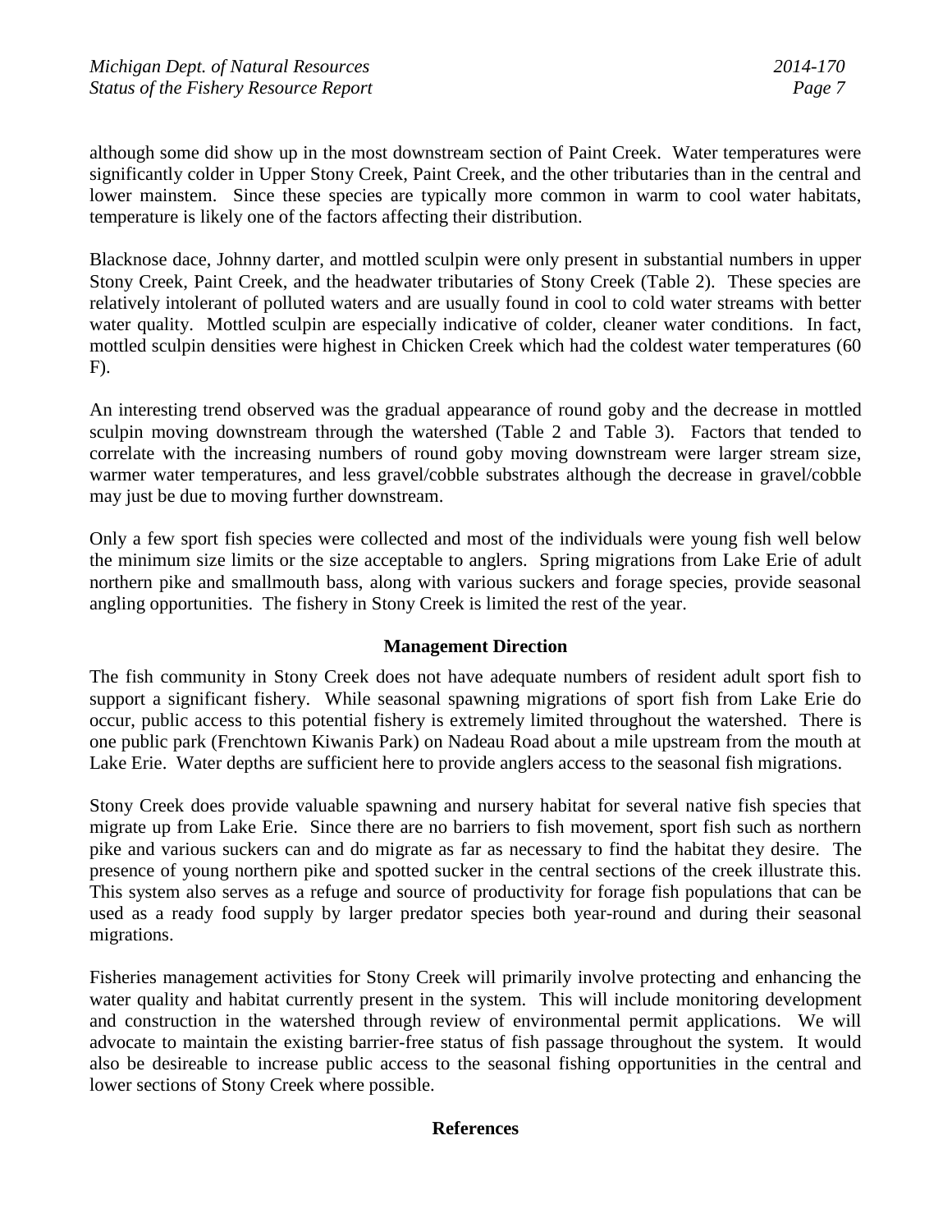although some did show up in the most downstream section of Paint Creek. Water temperatures were significantly colder in Upper Stony Creek, Paint Creek, and the other tributaries than in the central and lower mainstem. Since these species are typically more common in warm to cool water habitats, temperature is likely one of the factors affecting their distribution.

Blacknose dace, Johnny darter, and mottled sculpin were only present in substantial numbers in upper Stony Creek, Paint Creek, and the headwater tributaries of Stony Creek (Table 2). These species are relatively intolerant of polluted waters and are usually found in cool to cold water streams with better water quality. Mottled sculpin are especially indicative of colder, cleaner water conditions. In fact, mottled sculpin densities were highest in Chicken Creek which had the coldest water temperatures (60 F).

An interesting trend observed was the gradual appearance of round goby and the decrease in mottled sculpin moving downstream through the watershed (Table 2 and Table 3). Factors that tended to correlate with the increasing numbers of round goby moving downstream were larger stream size, warmer water temperatures, and less gravel/cobble substrates although the decrease in gravel/cobble may just be due to moving further downstream.

Only a few sport fish species were collected and most of the individuals were young fish well below the minimum size limits or the size acceptable to anglers. Spring migrations from Lake Erie of adult northern pike and smallmouth bass, along with various suckers and forage species, provide seasonal angling opportunities. The fishery in Stony Creek is limited the rest of the year.

## Management Direction

The fish community in Stony Creek does not have adequate numbers of resident adult sport fish to support a significant fishery. While seasonal spawning migrations of sport fish from Lake Erie do occur, public access to this potential fishery is extremely limited throughout the watershed. There is one public park (Frenchtown Kiwanis Park) on Nadeau Road about a mile upstream from the mouth at Lake Erie. Water depths are sufficient here to provide anglers access to the seasonal fish migrations.

Stony Creek does provide valuable spawning and nursery habitat for several native fish species that migrate up from Lake Erie. Since there are no barriers to fish movement, sport fish such as northern pike and various suckers can and do migrate as far as necessary to find the habitat they desire. The presence of young northern pike and spotted sucker in the central sections of the creek illustrate this. This system also serves as a refuge and source of productivity for forage fish populations that can be used as a ready food supply by larger predator species both year-round and during their seasonal migrations.

Fisheries management activities for Stony Creek will primarily involve protecting and enhancing the water quality and habitat currently present in the system. This will include monitoring development and construction in the watershed through review of environmental permit applications. We will advocate to maintain the existing barrier-free status of fish passage throughout the system. It would also be desireable to increase public access to the seasonal fishing opportunities in the central and lower sections of Stony Creek where possible.

## References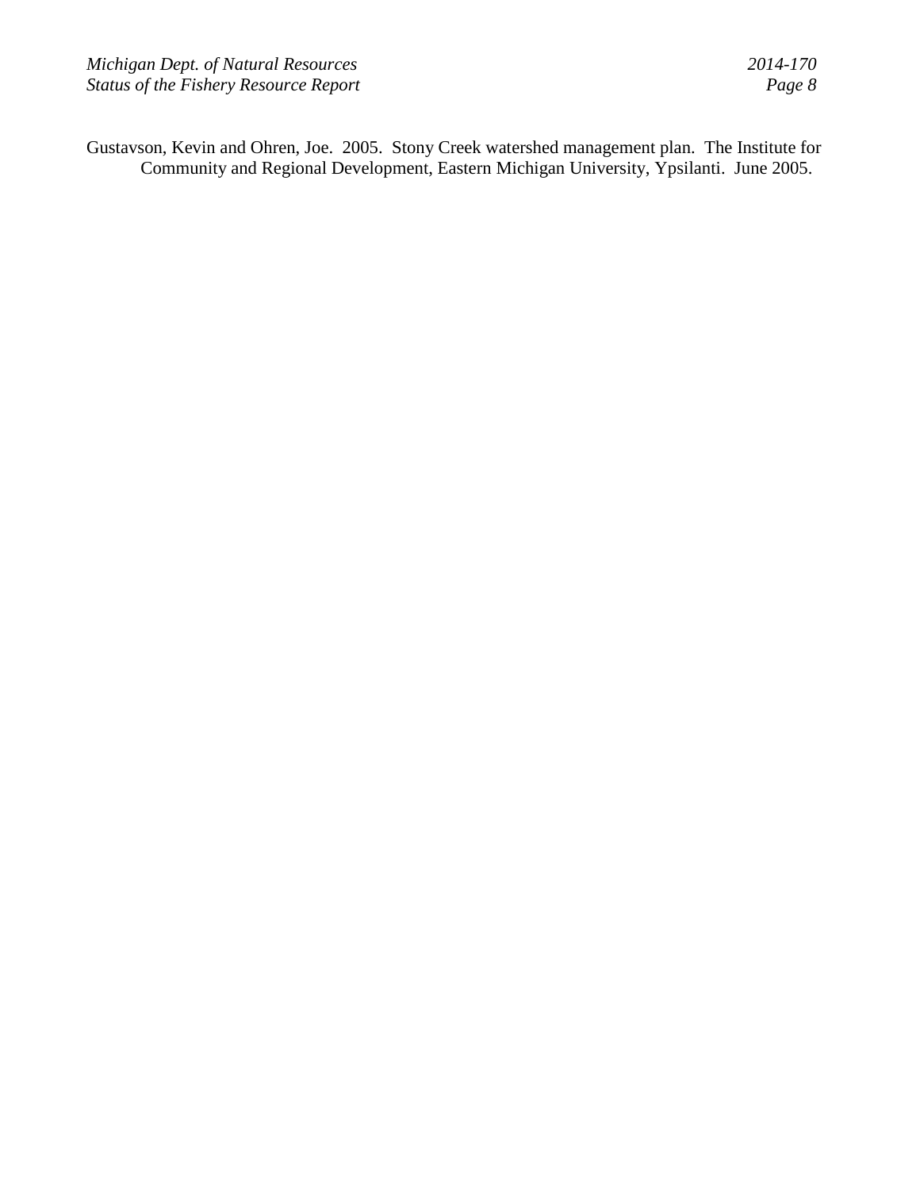Gustavson, Kevin and Ohren, Joe. 2005. Stony Creek watershed management plan. The Institute for Community and Regional Development, Eastern Michigan University, Ypsilanti. June 2005.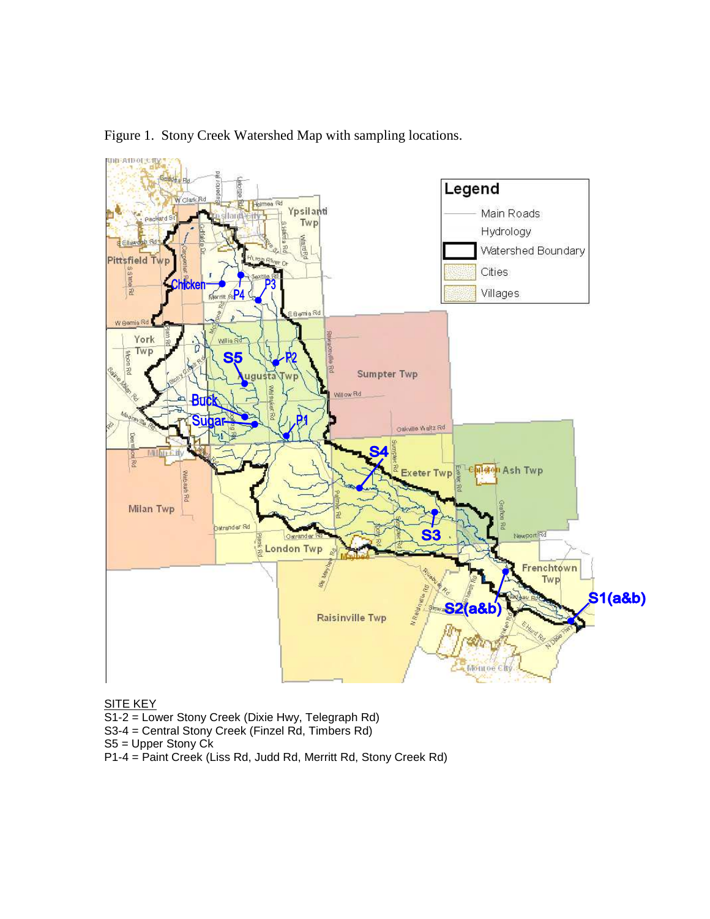Figure 1. Stony Creek Watershed Map with sampling locations.

SITE KEY

S1-2 = Lower Stony Creek (Dixie Hwy, Telegraph Rd)

S3-4 = Central Stony Creek (Finzel Rd, Timbers Rd)

S5 = Upper Stony Ck

P1-4 = Paint Creek (Liss Rd, Judd Rd, Merritt Rd, Stony Creek Rd)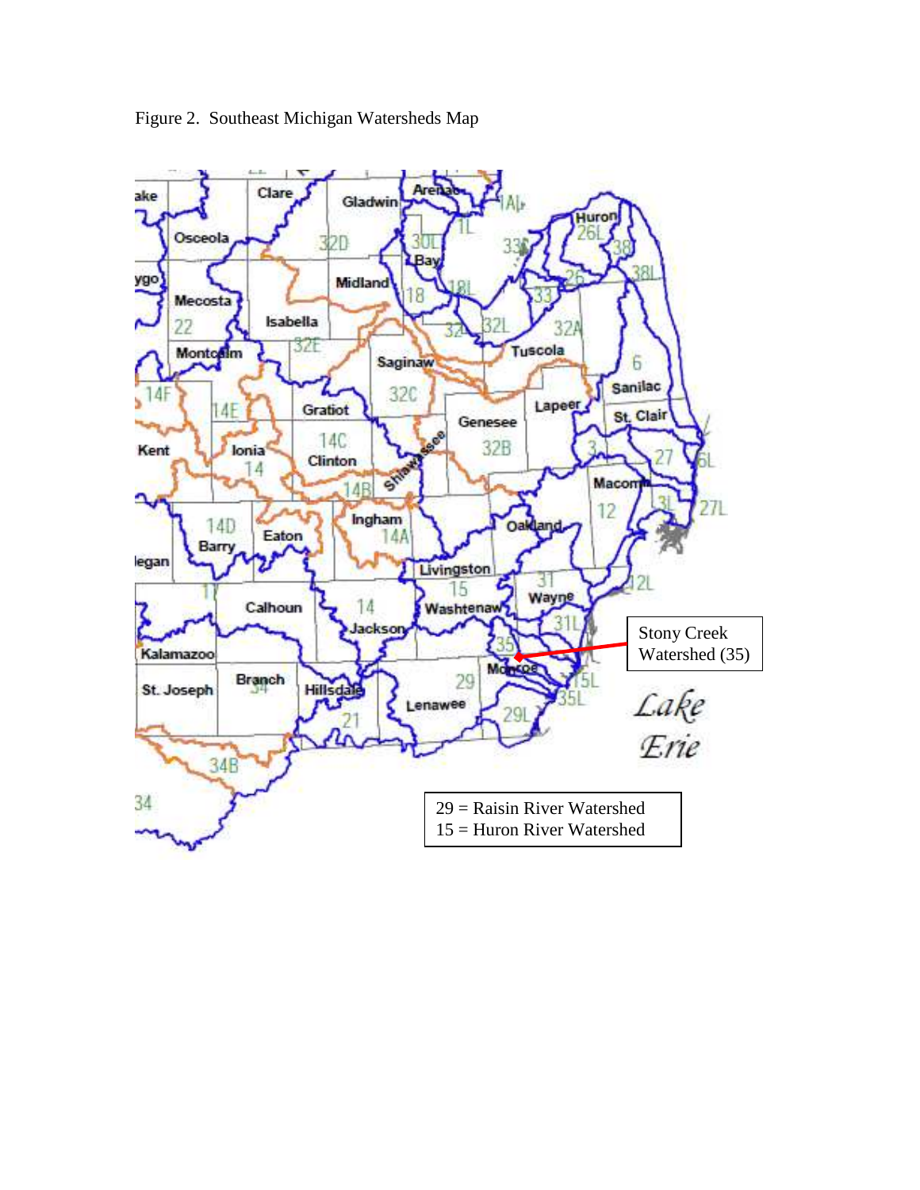Figure 2. Southeast Michigan Watersheds Map

Stony Creek Watershed (35)

29 = Raisin River Watershed
15 = Huron River Watershed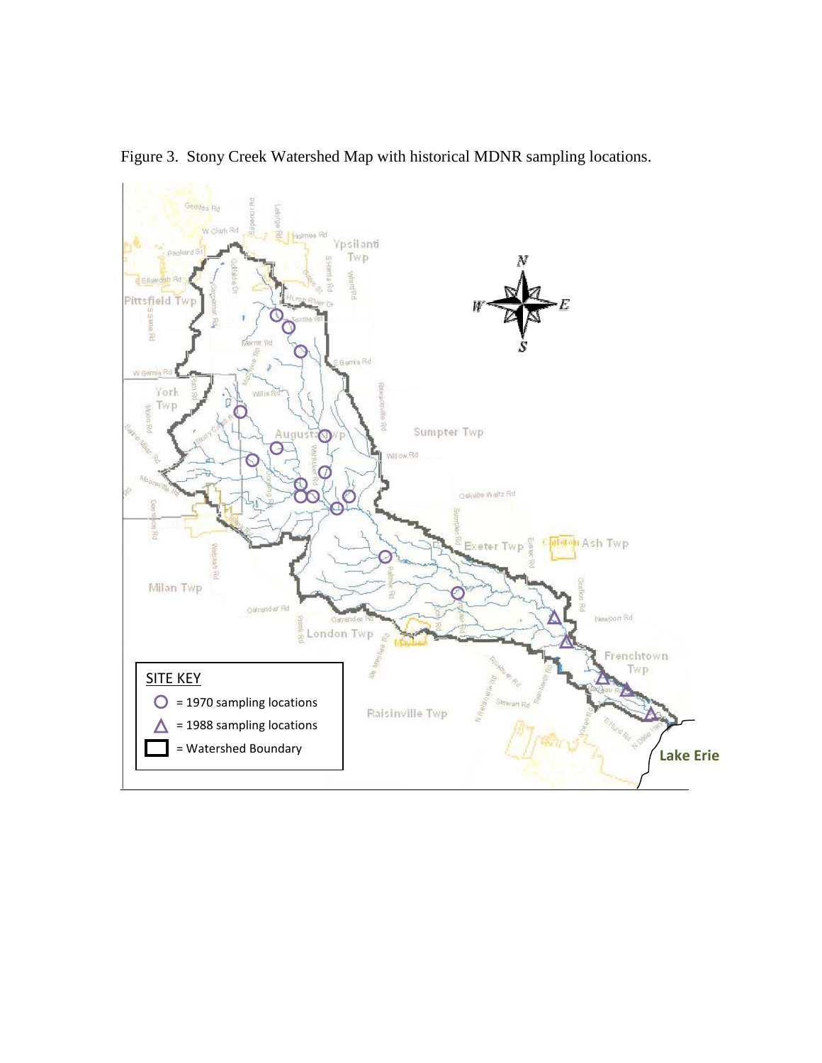Figure 3. Stony Creek Watershed Map with historical MDNR sampling locations.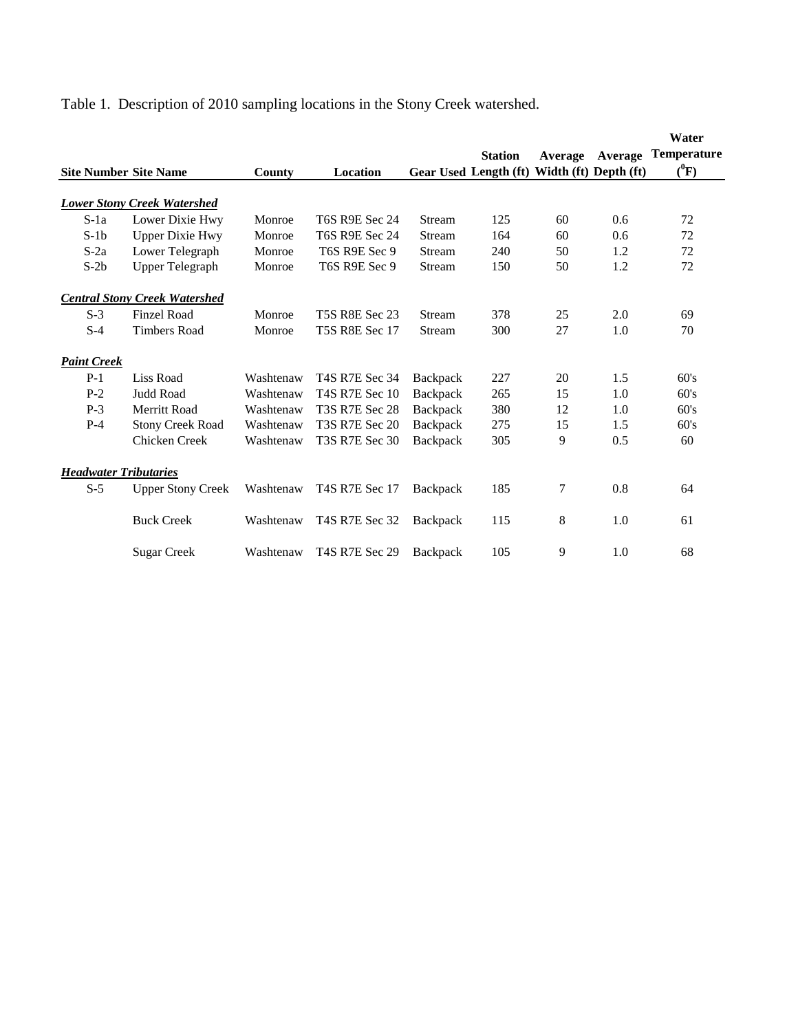Table 1. Description of 2010 sampling locations in the Stony Creek watershed.

| Site Number | Site Name | County | Location | Gear Used | Station Length (ft) | Average Width (ft) | Average Depth (ft) | Water Temperature ($^0$F) |
|---|---|---|---|---|---|---|---|---|
| ***Lower Stony Creek Watershed*** | | | | | | | | |
| S-1a | Lower Dixie Hwy | Monroe | T6S R9E Sec 24 | Stream | 125 | 60 | 0.6 | 72 |
| S-1b | Upper Dixie Hwy | Monroe | T6S R9E Sec 24 | Stream | 164 | 60 | 0.6 | 72 |
| S-2a | Lower Telegraph | Monroe | T6S R9E Sec 9 | Stream | 240 | 50 | 1.2 | 72 |
| S-2b | Upper Telegraph | Monroe | T6S R9E Sec 9 | Stream | 150 | 50 | 1.2 | 72 |
| ***Central Stony Creek Watershed*** | | | | | | | | |
| S-3 | Finzel Road | Monroe | T5S R8E Sec 23 | Stream | 378 | 25 | 2.0 | 69 |
| S-4 | Timbers Road | Monroe | T5S R8E Sec 17 | Stream | 300 | 27 | 1.0 | 70 |
| ***Paint Creek*** | | | | | | | | |
| P-1 | Liss Road | Washtenaw | T4S R7E Sec 34 | Backpack | 227 | 20 | 1.5 | 60's |
| P-2 | Judd Road | Washtenaw | T4S R7E Sec 10 | Backpack | 265 | 15 | 1.0 | 60's |
| P-3 | Merritt Road | Washtenaw | T3S R7E Sec 28 | Backpack | 380 | 12 | 1.0 | 60's |
| P-4 | Stony Creek Road | Washtenaw | T3S R7E Sec 20 | Backpack | 275 | 15 | 1.5 | 60's |
| | Chicken Creek | Washtenaw | T3S R7E Sec 30 | Backpack | 305 | 9 | 0.5 | 60 |
| ***Headwater Tributaries*** | | | | | | | | |
| S-5 | Upper Stony Creek | Washtenaw | T4S R7E Sec 17 | Backpack | 185 | 7 | 0.8 | 64 |
| | Buck Creek | Washtenaw | T4S R7E Sec 32 | Backpack | 115 | 8 | 1.0 | 61 |
| | Sugar Creek | Washtenaw | T4S R7E Sec 29 | Backpack | 105 | 9 | 1.0 | 68 |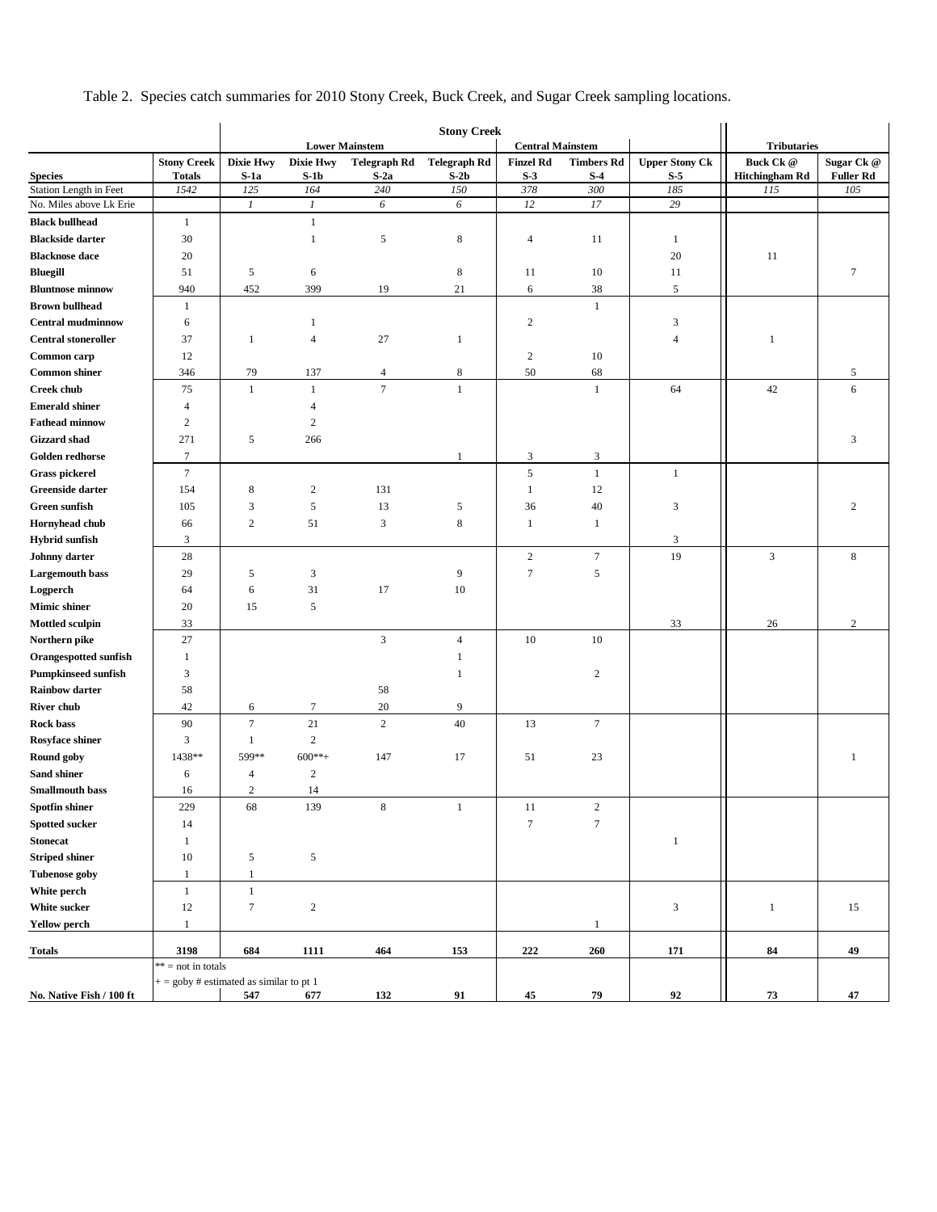Table 2. Species catch summaries for 2010 Stony Creek, Buck Creek, and Sugar Creek sampling locations.

| | Stony Creek | | | | | | | | | |
|---|---|---|---|---|---|---|---|---|---|---|
| | | Lower Mainstem | | | | Central Mainstem | | | Tributaries | |
| **Species** | **Stony Creek Totals** | **Dixie Hwy S-1a** | **Dixie Hwy S-1b** | **Telegraph Rd S-2a** | **Telegraph Rd S-2b** | **Finzel Rd S-3** | **Timbers Rd S-4** | **Upper Stony Ck S-5** | **Buck Ck @ Hitchingham Rd** | **Sugar Ck @ Fuller Rd** |
| Station Length in Feet | *1542* | *125* | *164* | *240* | *150* | *378* | *300* | *185* | *115* | *105* |
| No. Miles above Lk Erie | | *1* | *1* | *6* | *6* | *12* | *17* | *29* | | |
| **Black bullhead** | 1 | | 1 | | | | | | | |
| **Blackside darter** | 30 | | 1 | 5 | 8 | 4 | 11 | 1 | | |
| **Blacknose dace** | 20 | | | | | | | 20 | 11 | |
| **Bluegill** | 51 | 5 | 6 | | 8 | 11 | 10 | 11 | | 7 |
| **Bluntnose minnow** | 940 | 452 | 399 | 19 | 21 | 6 | 38 | 5 | | |
| **Brown bullhead** | 1 | | | | | | 1 | | | |
| **Central mudminnow** | 6 | | 1 | | | 2 | | 3 | | |
| **Central stoneroller** | 37 | 1 | 4 | 27 | 1 | | | 4 | 1 | |
| **Common carp** | 12 | | | | | 2 | 10 | | | |
| **Common shiner** | 346 | 79 | 137 | 4 | 8 | 50 | 68 | | | 5 |
| **Creek chub** | 75 | 1 | 1 | 7 | 1 | | 1 | 64 | 42 | 6 |
| **Emerald shiner** | 4 | | 4 | | | | | | | |
| **Fathead minnow** | 2 | | 2 | | | | | | | |
| **Gizzard shad** | 271 | 5 | 266 | | | | | | | 3 |
| **Golden redhorse** | 7 | | | | 1 | 3 | 3 | | | |
| **Grass pickerel** | 7 | | | | | 5 | 1 | 1 | | |
| **Greenside darter** | 154 | 8 | 2 | 131 | | 1 | 12 | | | |
| **Green sunfish** | 105 | 3 | 5 | 13 | 5 | 36 | 40 | 3 | | 2 |
| **Hornyhead chub** | 66 | 2 | 51 | 3 | 8 | 1 | 1 | | | |
| **Hybrid sunfish** | 3 | | | | | | | 3 | | |
| **Johnny darter** | 28 | | | | | 2 | 7 | 19 | 3 | 8 |
| **Largemouth bass** | 29 | 5 | 3 | | 9 | 7 | 5 | | | |
| **Logperch** | 64 | 6 | 31 | 17 | 10 | | | | | |
| **Mimic shiner** | 20 | 15 | 5 | | | | | | | |
| **Mottled sculpin** | 33 | | | | | | | 33 | 26 | 2 |
| **Northern pike** | 27 | | | 3 | 4 | 10 | 10 | | | |
| **Orangespotted sunfish** | 1 | | | | 1 | | | | | |
| **Pumpkinseed sunfish** | 3 | | | | 1 | | 2 | | | |
| **Rainbow darter** | 58 | | | 58 | | | | | | |
| **River chub** | 42 | 6 | 7 | 20 | 9 | | | | | |
| **Rock bass** | 90 | 7 | 21 | 2 | 40 | 13 | 7 | | | |
| **Rosyface shiner** | 3 | 1 | 2 | | | | | | | |
| **Round goby** | 1438** | 599** | 600**+ | 147 | 17 | 51 | 23 | | | 1 |
| **Sand shiner** | 6 | 4 | 2 | | | | | | | |
| **Smallmouth bass** | 16 | 2 | 14 | | | | | | | |
| **Spotfin shiner** | 229 | 68 | 139 | 8 | 1 | 11 | 2 | | | |
| **Spotted sucker** | 14 | | | | | 7 | 7 | | | |
| **Stonecat** | 1 | | | | | | | 1 | | |
| **Striped shiner** | 10 | 5 | 5 | | | | | | | |
| **Tubenose goby** | 1 | 1 | | | | | | | | |
| **White perch** | 1 | 1 | | | | | | | | |
| **White sucker** | 12 | 7 | 2 | | | | | 3 | 1 | 15 |
| **Yellow perch** | 1 | | | | | | 1 | | | |
| **Totals** | **3198** | **684** | **1111** | **464** | **153** | **222** | **260** | **171** | **84** | **49** |
| | ** = not in totals | | | | | | | | | |
| | + = goby # estimated as similar to pt 1 | | | | | | | | | |
| **No. Native Fish / 100 ft** | | **547** | **677** | **132** | **91** | **45** | **79** | **92** | **73** | **47** |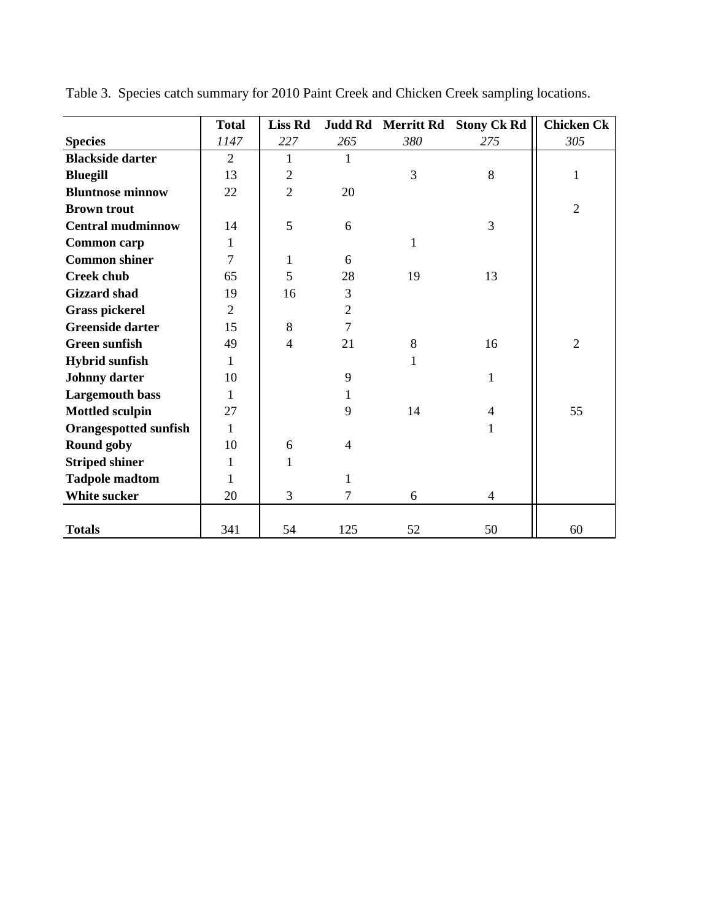Table 3. Species catch summary for 2010 Paint Creek and Chicken Creek sampling locations.

| Species | Total *1147* | Liss Rd *227* | Judd Rd *265* | Merritt Rd *380* | Stony Ck Rd *275* | Chicken Ck *305* |
|---|---|---|---|---|---|---|
| **Blackside darter** | 2 | 1 | 1 | | | |
| **Bluegill** | 13 | 2 | | 3 | 8 | 1 |
| **Bluntnose minnow** | 22 | 2 | 20 | | | |
| **Brown trout** | | | | | | 2 |
| **Central mudminnow** | 14 | 5 | 6 | | 3 | |
| **Common carp** | 1 | | | 1 | | |
| **Common shiner** | 7 | 1 | 6 | | | |
| **Creek chub** | 65 | 5 | 28 | 19 | 13 | |
| **Gizzard shad** | 19 | 16 | 3 | | | |
| **Grass pickerel** | 2 | | 2 | | | |
| **Greenside darter** | 15 | 8 | 7 | | | |
| **Green sunfish** | 49 | 4 | 21 | 8 | 16 | 2 |
| **Hybrid sunfish** | 1 | | | 1 | | |
| **Johnny darter** | 10 | | 9 | | 1 | |
| **Largemouth bass** | 1 | | 1 | | | |
| **Mottled sculpin** | 27 | | 9 | 14 | 4 | 55 |
| **Orangespotted sunfish** | 1 | | | | 1 | |
| **Round goby** | 10 | 6 | 4 | | | |
| **Striped shiner** | 1 | 1 | | | | |
| **Tadpole madtom** | 1 | | 1 | | | |
| **White sucker** | 20 | 3 | 7 | 6 | 4 | |
| **Totals** | 341 | 54 | 125 | 52 | 50 | 60 |